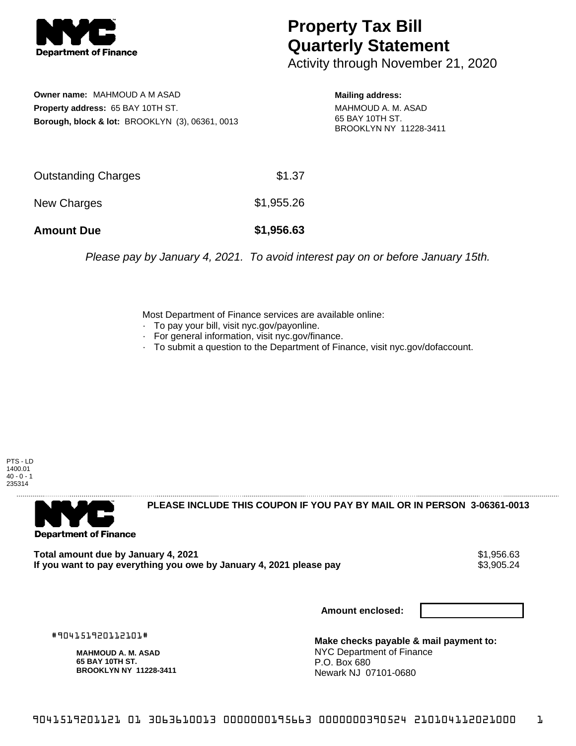# Property Tax Bill Quarterly Statement

Activity through November 21, 2020

**Owner name:** MAHMOUD A M ASAD
**Property address:** 65 BAY 10TH ST.
**Borough, block & lot:** BROOKLYN (3), 06361, 0013

**Mailing address:**
MAHMOUD A. M. ASAD
65 BAY 10TH ST.
BROOKLYN NY 11228-3411

| | |
|---|---|
| Outstanding Charges | $1.37 |
| New Charges | $1,955.26 |
| **Amount Due** | **$1,956.63** |

*Please pay by January 4, 2021. To avoid interest pay on or before January 15th.*

Most Department of Finance services are available online:
- To pay your bill, visit nyc.gov/payonline.
- For general information, visit nyc.gov/finance.
- To submit a question to the Department of Finance, visit nyc.gov/dofaccount.

PTS - LD
1400.01
40 - 0 - 1
235314

**PLEASE INCLUDE THIS COUPON IF YOU PAY BY MAIL OR IN PERSON 3-06361-0013**

**Total amount due by January 4, 2021** $1,956.63
**If you want to pay everything you owe by January 4, 2021 please pay** $3,905.24

**Amount enclosed:**

#904151920112101#

**MAHMOUD A. M. ASAD**
**65 BAY 10TH ST.**
**BROOKLYN NY 11228-3411**

**Make checks payable & mail payment to:**
NYC Department of Finance
P.O. Box 680
Newark NJ 07101-0680

9041519201121 01 3063610013 0000000195663 0000000390524 210104112021000 1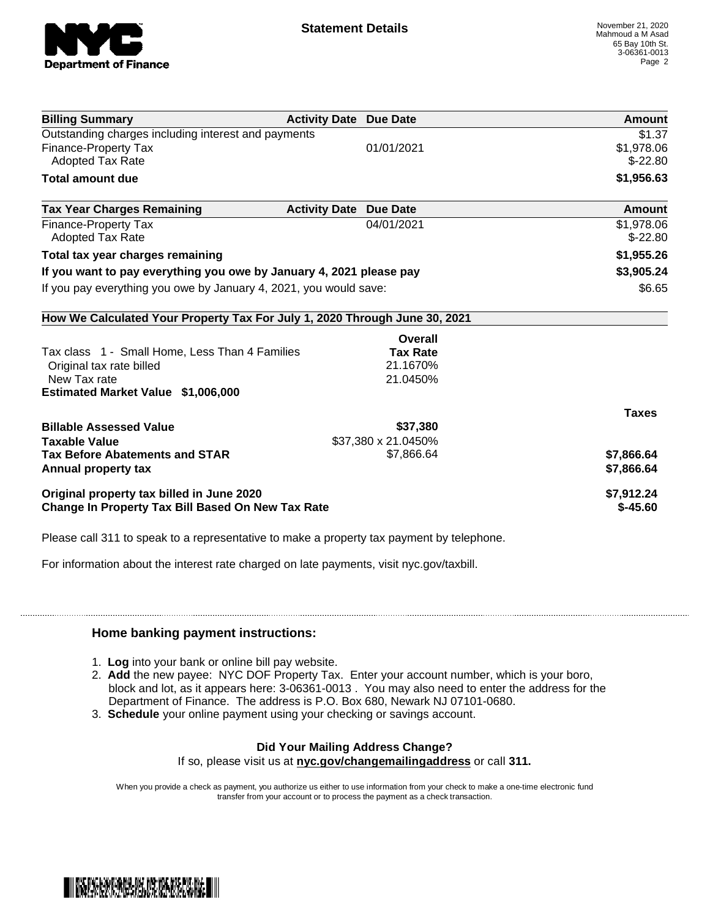**Statement Details**

November 21, 2020
Mahmoud a M Asad
65 Bay 10th St.
3-06361-0013

| Billing Summary | Activity Date | Due Date | Amount |
|---|---|---|---|
| Outstanding charges including interest and payments | | | $1.37 |
| Finance-Property Tax | | 01/01/2021 | $1,978.06 |
| Adopted Tax Rate | | | $-22.80 |
| **Total amount due** | | | **$1,956.63** |

| Tax Year Charges Remaining | Activity Date | Due Date | Amount |
|---|---|---|---|
| Finance-Property Tax | | 04/01/2021 | $1,978.06 |
| Adopted Tax Rate | | | $-22.80 |
| **Total tax year charges remaining** | | | **$1,955.26** |
| **If you want to pay everything you owe by January 4, 2021 please pay** | | | **$3,905.24** |
| If you pay everything you owe by January 4, 2021, you would save: | | | $6.65 |

**How We Calculated Your Property Tax For July 1, 2020 Through June 30, 2021**

| | Overall Tax Rate | |
|---|---|---|
| Tax class 1 - Small Home, Less Than 4 Families | | |
| Original tax rate billed | 21.1670% | |
| New Tax rate | 21.0450% | |
| **Estimated Market Value $1,006,000** | | |
| | | **Taxes** |
| **Billable Assessed Value** | **$37,380** | |
| **Taxable Value** | $37,380 x 21.0450% | |
| **Tax Before Abatements and STAR** | $7,866.64 | **$7,866.64** |
| **Annual property tax** | | **$7,866.64** |
| **Original property tax billed in June 2020** | | **$7,912.24** |
| **Change In Property Tax Bill Based On New Tax Rate** | | **$-45.60** |

Please call 311 to speak to a representative to make a property tax payment by telephone.

For information about the interest rate charged on late payments, visit nyc.gov/taxbill.

## Home banking payment instructions:

1. **Log** into your bank or online bill pay website.
2. **Add** the new payee: NYC DOF Property Tax. Enter your account number, which is your boro, block and lot, as it appears here: 3-06361-0013 . You may also need to enter the address for the Department of Finance. The address is P.O. Box 680, Newark NJ 07101-0680.
3. **Schedule** your online payment using your checking or savings account.

**Did Your Mailing Address Change?**
If so, please visit us at **nyc.gov/changemailingaddress** or call **311.**

When you provide a check as payment, you authorize us either to use information from your check to make a one-time electronic fund transfer from your account or to process the payment as a check transaction.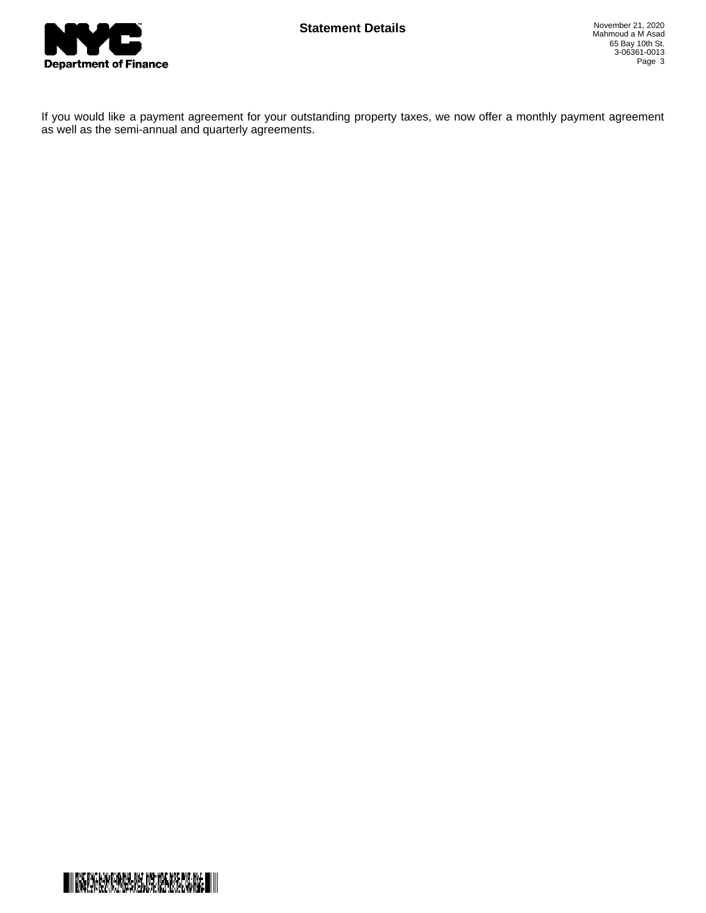If you would like a payment agreement for your outstanding property taxes, we now offer a monthly payment agreement as well as the semi-annual and quarterly agreements.